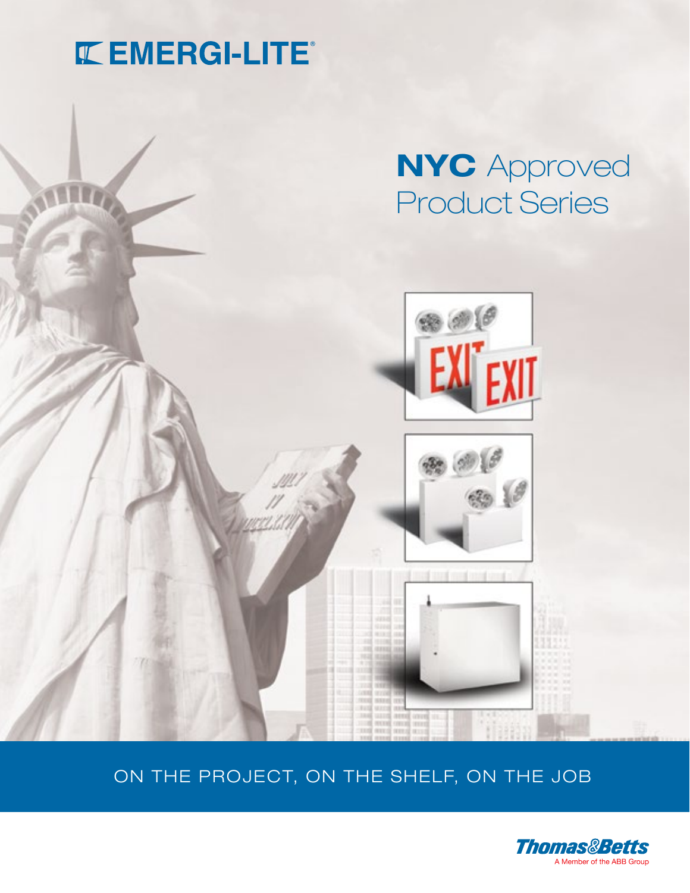# EMERGI-LITE®

# NYC Approved Product Series

ON THE PROJECT, ON THE SHELF, ON THE JOB

Thomas&Betts

A Member of the ABB Group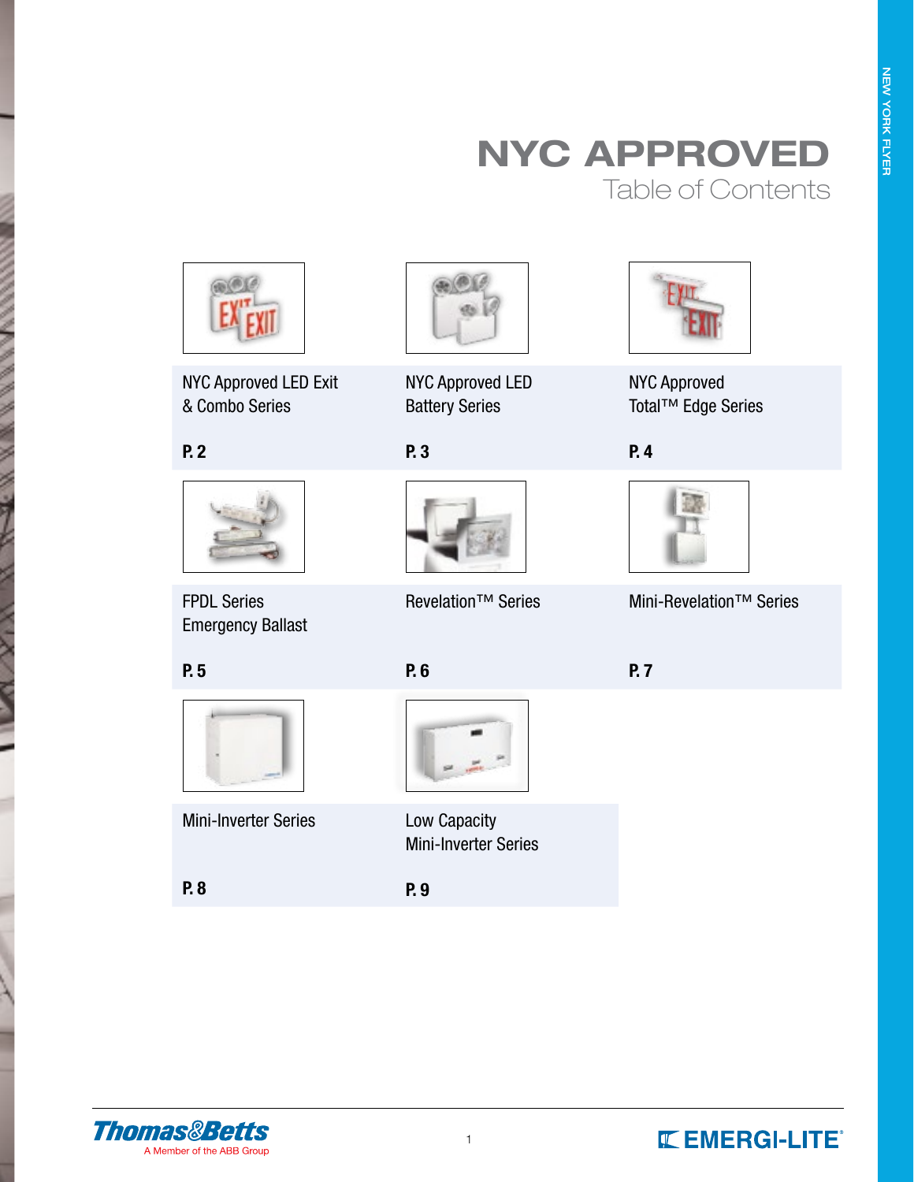# NYC APPROVED

## Table of Contents

| | | |
|---|---|---|
| NYC Approved LED Exit & Combo Series | NYC Approved LED Battery Series | NYC Approved Total™ Edge Series |
| **P. 2** | **P. 3** | **P. 4** |
| FPDL Series Emergency Ballast | Revelation™ Series | Mini-Revelation™ Series |
| **P. 5** | **P. 6** | **P. 7** |
| Mini-Inverter Series | Low Capacity Mini-Inverter Series | |
| **P. 8** | **P. 9** | |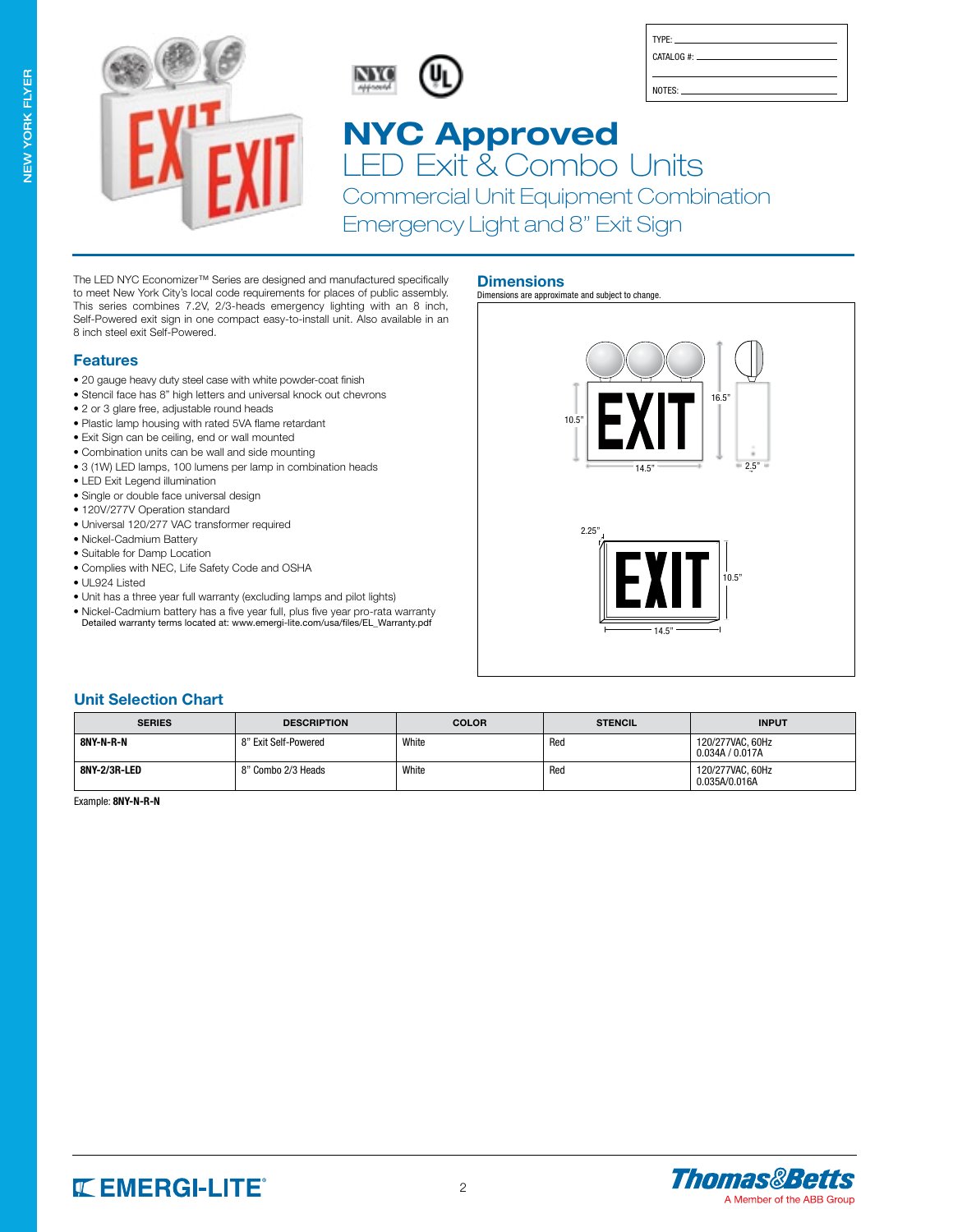TYPE: ______________________

CATALOG #: ______________________

NOTES: ______________________

# NYC Approved

## LED Exit & Combo Units

### Commercial Unit Equipment Combination Emergency Light and 8" Exit Sign

The LED NYC Economizer™ Series are designed and manufactured specifically to meet New York City's local code requirements for places of public assembly. This series combines 7.2V, 2/3-heads emergency lighting with an 8 inch, Self-Powered exit sign in one compact easy-to-install unit. Also available in an 8 inch steel exit Self-Powered.

## Features

- 20 gauge heavy duty steel case with white powder-coat finish
- Stencil face has 8" high letters and universal knock out chevrons
- 2 or 3 glare free, adjustable round heads
- Plastic lamp housing with rated 5VA flame retardant
- Exit Sign can be ceiling, end or wall mounted
- Combination units can be wall and side mounting
- 3 (1W) LED lamps, 100 lumens per lamp in combination heads
- LED Exit Legend illumination
- Single or double face universal design
- 120V/277V Operation standard
- Universal 120/277 VAC transformer required
- Nickel-Cadmium Battery
- Suitable for Damp Location
- Complies with NEC, Life Safety Code and OSHA
- UL924 Listed
- Unit has a three year full warranty (excluding lamps and pilot lights)
- Nickel-Cadmium battery has a five year full, plus five year pro-rata warranty
  Detailed warranty terms located at: www.emergi-lite.com/usa/files/EL_Warranty.pdf

## Dimensions

Dimensions are approximate and subject to change.

10.5" | 16.5" | 14.5" | 2.5"

2.25" | 10.5" | 14.5"

## Unit Selection Chart

| SERIES | DESCRIPTION | COLOR | STENCIL | INPUT |
|---|---|---|---|---|
| **8NY-N-R-N** | 8" Exit Self-Powered | White | Red | 120/277VAC, 60Hz 0.034A / 0.017A |
| **8NY-2/3R-LED** | 8" Combo 2/3 Heads | White | Red | 120/277VAC, 60Hz 0.035A/0.016A |

Example: **8NY-N-R-N**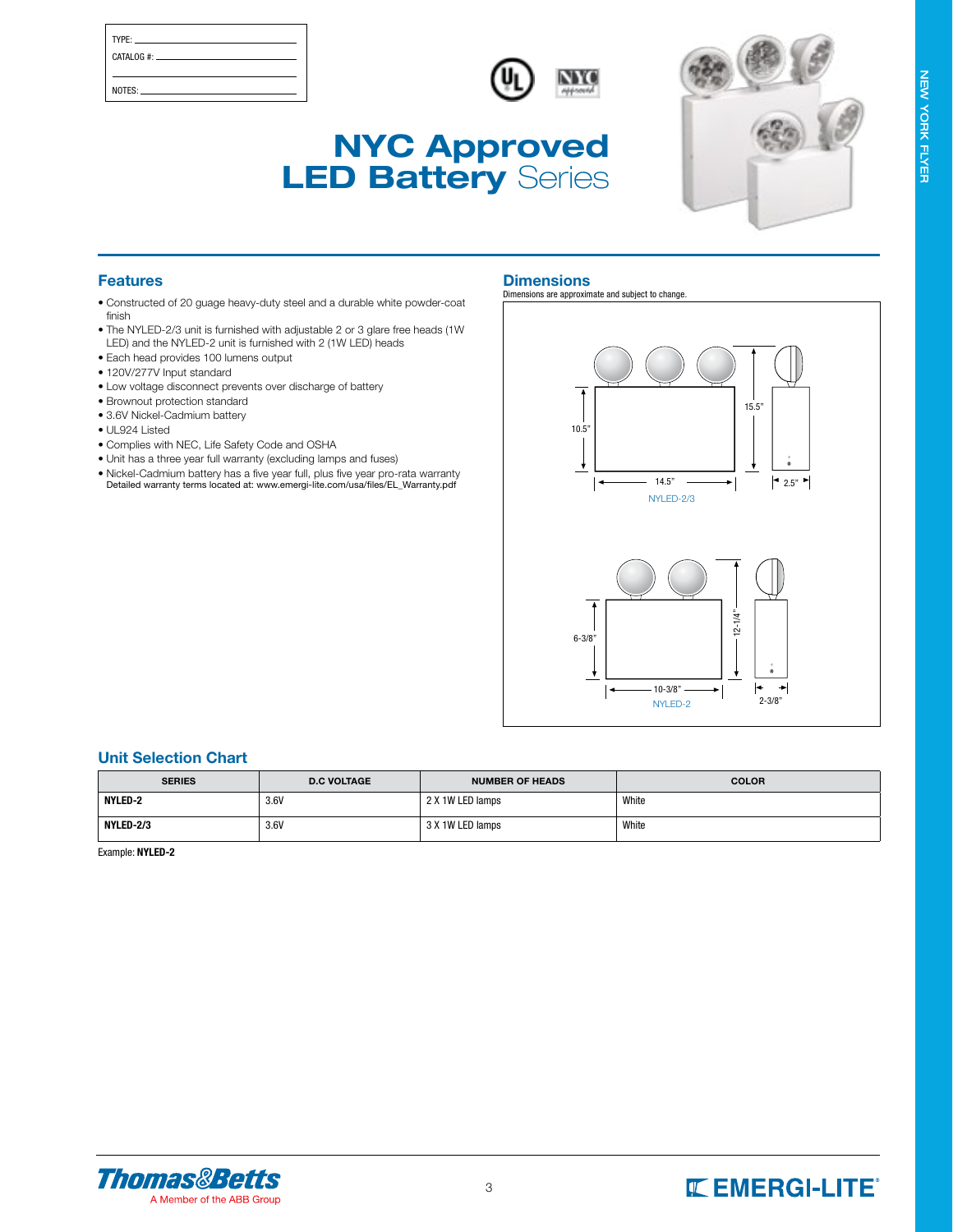TYPE: ___________________
CATALOG #: ___________________

NOTES: ___________________

# NYC Approved LED Battery Series

## Features

- Constructed of 20 guage heavy-duty steel and a durable white powder-coat finish
- The NYLED-2/3 unit is furnished with adjustable 2 or 3 glare free heads (1W LED) and the NYLED-2 unit is furnished with 2 (1W LED) heads
- Each head provides 100 lumens output
- 120V/277V Input standard
- Low voltage disconnect prevents over discharge of battery
- Brownout protection standard
- 3.6V Nickel-Cadmium battery
- UL924 Listed
- Complies with NEC, Life Safety Code and OSHA
- Unit has a three year full warranty (excluding lamps and fuses)
- Nickel-Cadmium battery has a five year full, plus five year pro-rata warranty
  Detailed warranty terms located at: www.emergi-lite.com/usa/files/EL_Warranty.pdf

## Dimensions

Dimensions are approximate and subject to change.

NYLED-2/3: 10.5", 15.5", 14.5", 2.5"

NYLED-2: 6-3/8", 12-1/4", 10-3/8", 2-3/8"

## Unit Selection Chart

| SERIES | D.C VOLTAGE | NUMBER OF HEADS | COLOR |
|---|---|---|---|
| **NYLED-2** | 3.6V | 2 X 1W LED lamps | White |
| **NYLED-2/3** | 3.6V | 3 X 1W LED lamps | White |

Example: **NYLED-2**

Thomas&Betts — A Member of the ABB Group

EMERGI-LITE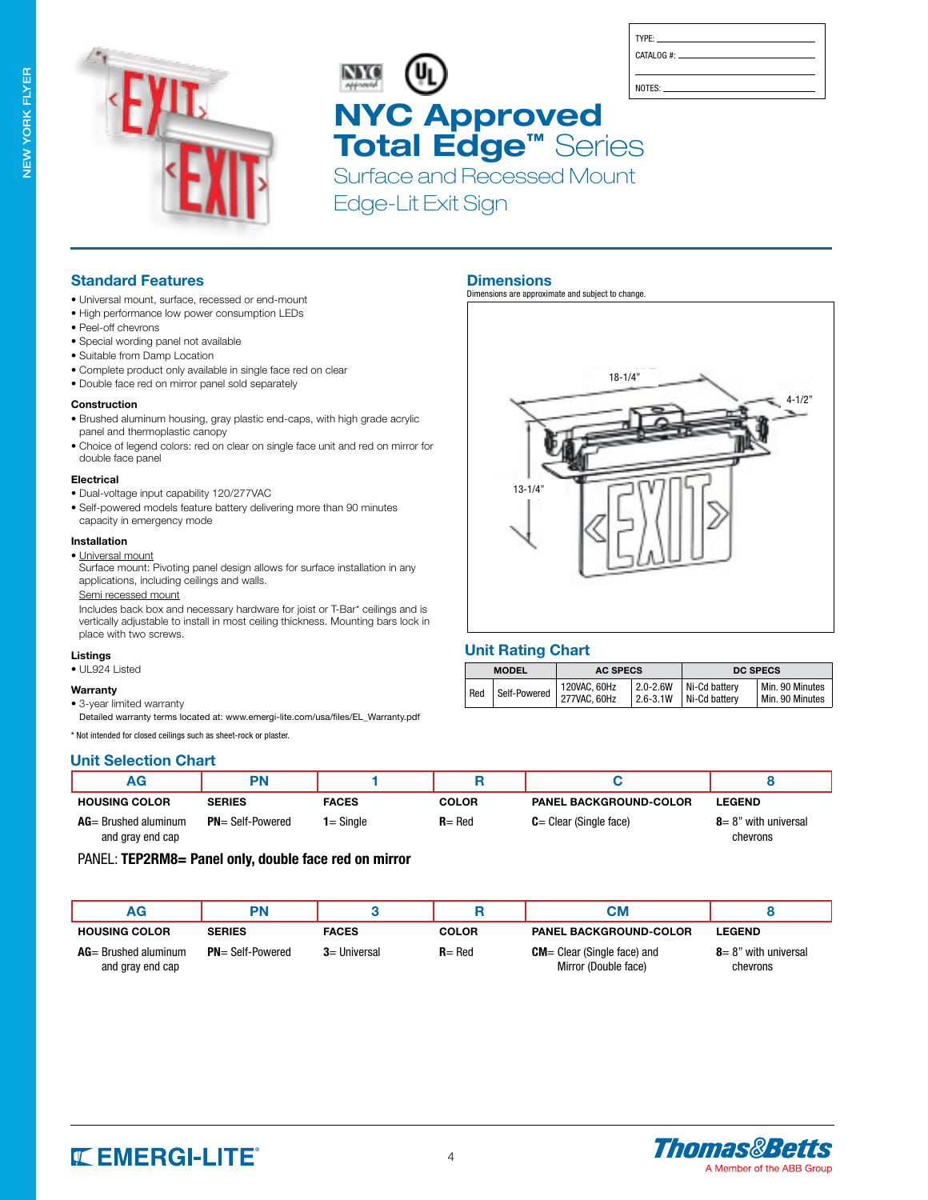TYPE: \_\_\_\_\_\_\_\_\_\_\_\_\_\_\_\_\_\_\_\_

CATALOG #: \_\_\_\_\_\_\_\_\_\_\_\_\_\_\_\_\_\_\_\_

NOTES: \_\_\_\_\_\_\_\_\_\_\_\_\_\_\_\_\_\_\_\_

# NYC Approved Total Edge™ Series

## Surface and Recessed Mount Edge-Lit Exit Sign

## Standard Features

- Universal mount, surface, recessed or end-mount
- High performance low power consumption LEDs
- Peel-off chevrons
- Special wording panel not available
- Suitable from Damp Location
- Complete product only available in single face red on clear
- Double face red on mirror panel sold separately

### Construction

- Brushed aluminum housing, gray plastic end-caps, with high grade acrylic panel and thermoplastic canopy
- Choice of legend colors: red on clear on single face unit and red on mirror for double face panel

### Electrical

- Dual-voltage input capability 120/277VAC
- Self-powered models feature battery delivering more than 90 minutes capacity in emergency mode

### Installation

- Universal mount

  Surface mount: Pivoting panel design allows for surface installation in any applications, including ceilings and walls.

  Semi recessed mount

  Includes back box and necessary hardware for joist or T-Bar* ceilings and is vertically adjustable to install in most ceiling thickness. Mounting bars lock in place with two screws.

### Listings

- UL924 Listed

### Warranty

- 3-year limited warranty

  Detailed warranty terms located at: www.emergi-lite.com/usa/files/EL_Warranty.pdf

\* Not intended for closed ceilings such as sheet-rock or plaster.

## Dimensions

Dimensions are approximate and subject to change.

18-1/4"

4-1/2"

13-1/4"

## Unit Rating Chart

| MODEL | | AC SPECS | | DC SPECS | |
|---|---|---|---|---|---|
| Red | Self-Powered | 120VAC, 60Hz<br>277VAC, 60Hz | 2.0-2.6W<br>2.6-3.1W | Ni-Cd battery<br>Ni-Cd battery | Min. 90 Minutes<br>Min. 90 Minutes |

## Unit Selection Chart

| AG | PN | 1 | R | C | 8 |
|---|---|---|---|---|---|
| **HOUSING COLOR** | **SERIES** | **FACES** | **COLOR** | **PANEL BACKGROUND-COLOR** | **LEGEND** |
| **AG**= Brushed aluminum and gray end cap | **PN**= Self-Powered | **1**= Single | **R**= Red | **C**= Clear (Single face) | **8**= 8" with universal chevrons |

PANEL: **TEP2RM8= Panel only, double face red on mirror**

| AG | PN | 3 | R | CM | 8 |
|---|---|---|---|---|---|
| **HOUSING COLOR** | **SERIES** | **FACES** | **COLOR** | **PANEL BACKGROUND-COLOR** | **LEGEND** |
| **AG**= Brushed aluminum and gray end cap | **PN**= Self-Powered | **3**= Universal | **R**= Red | **CM**= Clear (Single face) and Mirror (Double face) | **8**= 8" with universal chevrons |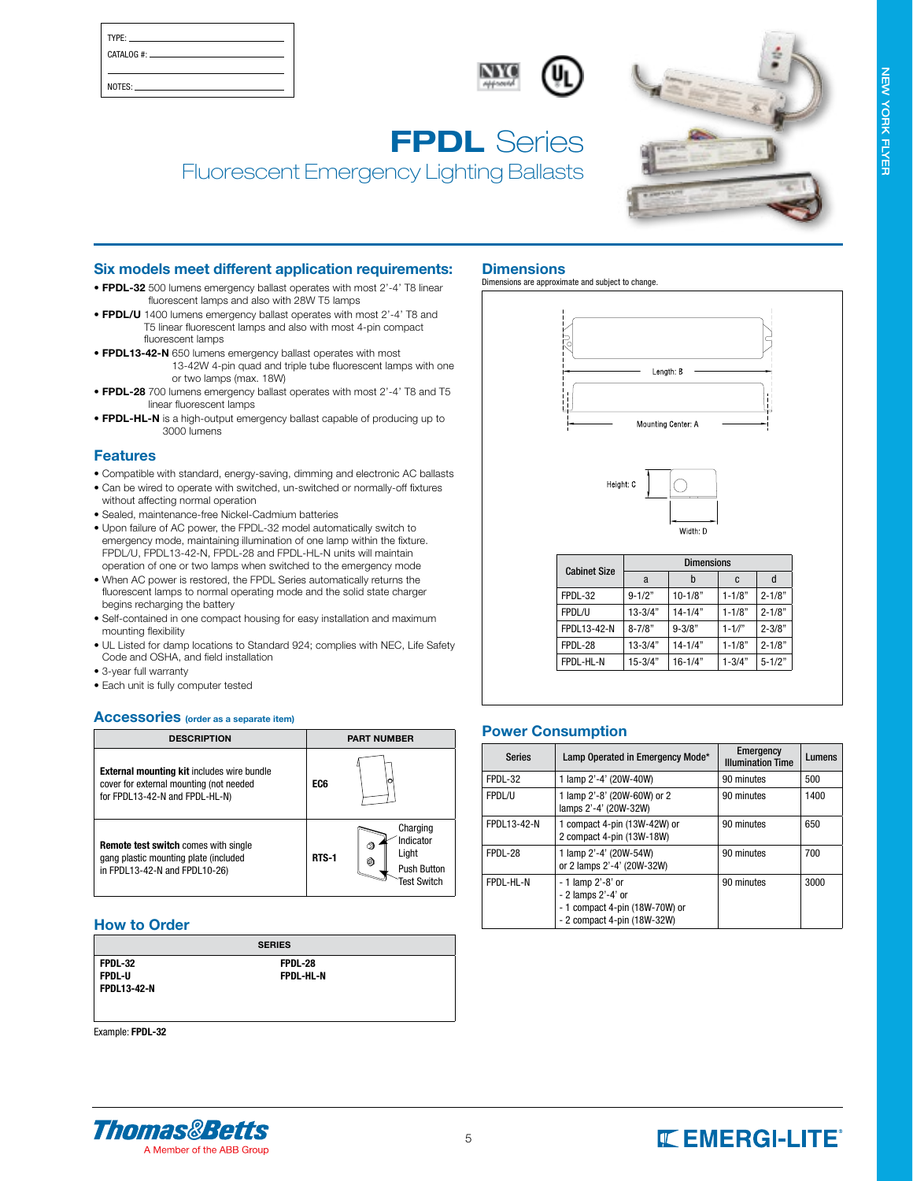TYPE: \_\_\_\_\_\_\_\_\_\_\_\_\_\_\_\_

CATALOG #: \_\_\_\_\_\_\_\_\_\_\_\_\_\_\_\_

NOTES: \_\_\_\_\_\_\_\_\_\_\_\_\_\_\_\_

# FPDL Series

## Fluorescent Emergency Lighting Ballasts

NEW YORK FLYER

## Six models meet different application requirements:

- **FPDL-32** 500 lumens emergency ballast operates with most 2'-4' T8 linear fluorescent lamps and also with 28W T5 lamps
- **FPDL/U** 1400 lumens emergency ballast operates with most 2'-4' T8 and T5 linear fluorescent lamps and also with most 4-pin compact fluorescent lamps
- **FPDL13-42-N** 650 lumens emergency ballast operates with most 13-42W 4-pin quad and triple tube fluorescent lamps with one or two lamps (max. 18W)
- **FPDL-28** 700 lumens emergency ballast operates with most 2'-4' T8 and T5 linear fluorescent lamps
- **FPDL-HL-N** is a high-output emergency ballast capable of producing up to 3000 lumens

## Features

- Compatible with standard, energy-saving, dimming and electronic AC ballasts
- Can be wired to operate with switched, un-switched or normally-off fixtures without affecting normal operation
- Sealed, maintenance-free Nickel-Cadmium batteries
- Upon failure of AC power, the FPDL-32 model automatically switch to emergency mode, maintaining illumination of one lamp within the fixture. FPDL/U, FPDL13-42-N, FPDL-28 and FPDL-HL-N units will maintain operation of one or two lamps when switched to the emergency mode
- When AC power is restored, the FPDL Series automatically returns the fluorescent lamps to normal operating mode and the solid state charger begins recharging the battery
- Self-contained in one compact housing for easy installation and maximum mounting flexibility
- UL Listed for damp locations to Standard 924; complies with NEC, Life Safety Code and OSHA, and field installation
- 3-year full warranty
- Each unit is fully computer tested

## Accessories (order as a separate item)

| DESCRIPTION | PART NUMBER |
|---|---|
| **External mounting kit** includes wire bundle cover for external mounting (not needed for FPDL13-42-N and FPDL-HL-N) | **EC6** |
| **Remote test switch** comes with single gang plastic mounting plate (included in FPDL13-42-N and FPDL10-26) | **RTS-1** (Charging Indicator Light; Push Button Test Switch) |

## How to Order

| SERIES | |
|---|---|
| **FPDL-32** | **FPDL-28** |
| **FPDL-U** | **FPDL-HL-N** |
| **FPDL13-42-N** | |

Example: **FPDL-32**

## Dimensions

Dimensions are approximate and subject to change.

Length: B — Mounting Center: A — Height: C — Width: D

| Cabinet Size | Dimensions | | | |
|---|---|---|---|---|
| | a | b | c | d |
| FPDL-32 | 9-1/2" | 10-1/8" | 1-1/8" | 2-1/8" |
| FPDL/U | 13-3/4" | 14-1/4" | 1-1/8" | 2-1/8" |
| FPDL13-42-N | 8-7/8" | 9-3/8" | 1-1/" | 2-3/8" |
| FPDL-28 | 13-3/4" | 14-1/4" | 1-1/8" | 2-1/8" |
| FPDL-HL-N | 15-3/4" | 16-1/4" | 1-3/4" | 5-1/2" |

## Power Consumption

| Series | Lamp Operated in Emergency Mode* | Emergency Illumination Time | Lumens |
|---|---|---|---|
| FPDL-32 | 1 lamp 2'-4' (20W-40W) | 90 minutes | 500 |
| FPDL/U | 1 lamp 2'-8' (20W-60W) or 2 lamps 2'-4' (20W-32W) | 90 minutes | 1400 |
| FPDL13-42-N | 1 compact 4-pin (13W-42W) or 2 compact 4-pin (13W-18W) | 90 minutes | 650 |
| FPDL-28 | 1 lamp 2'-4' (20W-54W) or 2 lamps 2'-4' (20W-32W) | 90 minutes | 700 |
| FPDL-HL-N | - 1 lamp 2'-8' or - 2 lamps 2'-4' or - 1 compact 4-pin (18W-70W) or - 2 compact 4-pin (18W-32W) | 90 minutes | 3000 |

Thomas&Betts — A Member of the ABB Group

EMERGI-LITE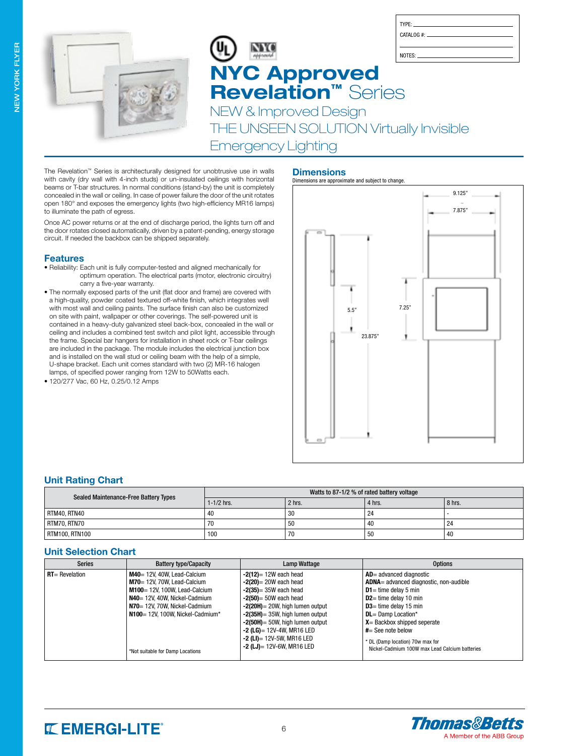TYPE: \_\_\_\_\_\_\_\_\_\_\_\_

CATALOG #: \_\_\_\_\_\_\_\_\_\_\_\_

NOTES: \_\_\_\_\_\_\_\_\_\_\_\_

# NYC Approved Revelation™ Series

## NEW & Improved Design

## THE UNSEEN SOLUTION Virtually Invisible Emergency Lighting

The Revelation™ Series is architecturally designed for unobtrusive use in walls with cavity (dry wall with 4-inch studs) or un-insulated ceilings with horizontal beams or T-bar structures. In normal conditions (stand-by) the unit is completely concealed in the wall or ceiling. In case of power failure the door of the unit rotates open 180° and exposes the emergency lights (two high-efficiency MR16 lamps) to illuminate the path of egress.

Once AC power returns or at the end of discharge period, the lights turn off and the door rotates closed automatically, driven by a patent-pending, energy storage circuit. If needed the backbox can be shipped separately.

### Features

- Reliability: Each unit is fully computer-tested and aligned mechanically for optimum operation. The electrical parts (motor, electronic circuitry) carry a five-year warranty.
- The normally exposed parts of the unit (flat door and frame) are covered with a high-quality, powder coated textured off-white finish, which integrates well with most wall and ceiling paints. The surface finish can also be customized on site with paint, wallpaper or other coverings. The self-powered unit is contained in a heavy-duty galvanized steel back-box, concealed in the wall or ceiling and includes a combined test switch and pilot light, accessible through the frame. Special bar hangers for installation in sheet rock or T-bar ceilings are included in the package. The module includes the electrical junction box and is installed on the wall stud or ceiling beam with the help of a simple, U-shape bracket. Each unit comes standard with two (2) MR-16 halogen lamps, of specified power ranging from 12W to 50Watts each.
- 120/277 Vac, 60 Hz, 0.25/0.12 Amps

### Dimensions

Dimensions are approximate and subject to change.

9.125"
7.875"
5.5"
7.25"
23.875"

### Unit Rating Chart

| Sealed Maintenance-Free Battery Types | Watts to 87-1/2 % of rated battery voltage | | | |
|---|---|---|---|---|
| | 1-1/2 hrs. | 2 hrs. | 4 hrs. | 8 hrs. |
| RTM40, RTN40 | 40 | 30 | 24 | - |
| RTM70, RTN70 | 70 | 50 | 40 | 24 |
| RTM100, RTN100 | 100 | 70 | 50 | 40 |

### Unit Selection Chart

| Series | Battery type/Capacity | Lamp Wattage | Options |
|---|---|---|---|
| **RT**= Revelation | **M40**= 12V, 40W, Lead-Calcium<br>**M70**= 12V, 70W, Lead-Calcium<br>**M100**= 12V, 100W, Lead-Calcium<br>**N40**= 12V, 40W, Nickel-Cadmium<br>**N70**= 12V, 70W, Nickel-Cadmium<br>**N100**= 12V, 100W, Nickel-Cadmium*<br><br>*Not suitable for Damp Locations | **-2(12)**= 12W each head<br>**-2(20)**= 20W each head<br>**-2(35)**= 35W each head<br>**-2(50)**= 50W each head<br>**-2(20H)**= 20W, high lumen output<br>**-2(35H)**= 35W, high lumen output<br>**-2(50H)**= 50W, high lumen output<br>**-2 (LG)**= 12V-4W, MR16 LED<br>**-2 (LI)**= 12V-5W, MR16 LED<br>**-2 (LJ)**= 12V-6W, MR16 LED | **AD**= advanced diagnostic<br>**ADNA**= advanced diagnostic, non-audible<br>**D1**= time delay 5 min<br>**D2**= time delay 10 min<br>**D3**= time delay 15 min<br>**DL**= Damp Location*<br>**X**= Backbox shipped seperate<br>**#**= See note below<br><br>* DL (Damp location) 70w max for Nickel-Cadmium 100W max Lead Calcium batteries |

EMERGI-LITE

Thomas&Betts
A Member of the ABB Group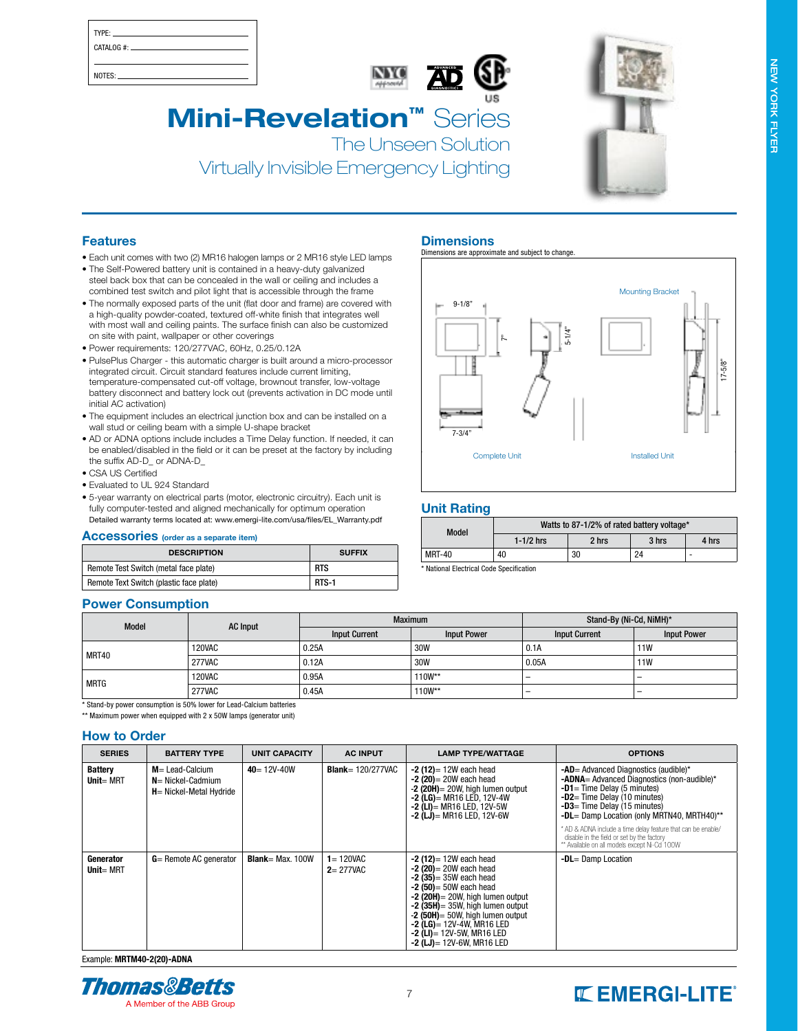TYPE: \_\_\_\_\_\_\_\_\_\_\_\_\_\_\_\_\_\_\_\_

CATALOG #: \_\_\_\_\_\_\_\_\_\_\_\_\_\_\_\_\_\_\_\_

NOTES: \_\_\_\_\_\_\_\_\_\_\_\_\_\_\_\_\_\_\_\_

# Mini-Revelation™ Series

## The Unseen Solution

## Virtually Invisible Emergency Lighting

## Features

- Each unit comes with two (2) MR16 halogen lamps or 2 MR16 style LED lamps
- The Self-Powered battery unit is contained in a heavy-duty galvanized steel back box that can be concealed in the wall or ceiling and includes a combined test switch and pilot light that is accessible through the frame
- The normally exposed parts of the unit (flat door and frame) are covered with a high-quality powder-coated, textured off-white finish that integrates well with most wall and ceiling paints. The surface finish can also be customized on site with paint, wallpaper or other coverings
- Power requirements: 120/277VAC, 60Hz, 0.25/0.12A
- PulsePlus Charger - this automatic charger is built around a micro-processor integrated circuit. Circuit standard features include current limiting, temperature-compensated cut-off voltage, brownout transfer, low-voltage battery disconnect and battery lock out (prevents activation in DC mode until initial AC activation)
- The equipment includes an electrical junction box and can be installed on a wall stud or ceiling beam with a simple U-shape bracket
- AD or ADNA options include includes a Time Delay function. If needed, it can be enabled/disabled in the field or it can be preset at the factory by including the suffix AD-D_ or ADNA-D_
- CSA US Certified
- Evaluated to UL 924 Standard
- 5-year warranty on electrical parts (motor, electronic circuitry). Each unit is fully computer-tested and aligned mechanically for optimum operation Detailed warranty terms located at: www.emergi-lite.com/usa/files/EL_Warranty.pdf

## Accessories (order as a separate item)

| DESCRIPTION | SUFFIX |
|---|---|
| Remote Test Switch (metal face plate) | RTS |
| Remote Text Switch (plastic face plate) | RTS-1 |

## Dimensions

Dimensions are approximate and subject to change.

9-1/8" · 7" · 5-1/4" · 7-3/4" · 17-5/8" · Mounting Bracket

Complete Unit · Installed Unit

## Unit Rating

| Model | Watts to 87-1/2% of rated battery voltage* | | | |
|---|---|---|---|---|
| | 1-1/2 hrs | 2 hrs | 3 hrs | 4 hrs |
| MRT-40 | 40 | 30 | 24 | - |

\* National Electrical Code Specification

## Power Consumption

| Model | AC Input | Maximum | | Stand-By (Ni-Cd, NiMH)* | |
|---|---|---|---|---|---|
| | | Input Current | Input Power | Input Current | Input Power |
| MRT40 | 120VAC | 0.25A | 30W | 0.1A | 11W |
| | 277VAC | 0.12A | 30W | 0.05A | 11W |
| MRTG | 120VAC | 0.95A | 110W** | – | – |
| | 277VAC | 0.45A | 110W** | – | – |

\* Stand-by power consumption is 50% lower for Lead-Calcium batteries

\*\* Maximum power when equipped with 2 x 50W lamps (generator unit)

## How to Order

| SERIES | BATTERY TYPE | UNIT CAPACITY | AC INPUT | LAMP TYPE/WATTAGE | OPTIONS |
|---|---|---|---|---|---|
| **Battery Unit**= MRT | **M**= Lead-Calcium<br>**N**= Nickel-Cadmium<br>**H**= Nickel-Metal Hydride | **40**= 12V-40W | **Blank**= 120/277VAC | **-2 (12)**= 12W each head<br>**-2 (20)**= 20W each head<br>**-2 (20H)**= 20W, high lumen output<br>**-2 (LG)**= MR16 LED, 12V-4W<br>**-2 (LI)**= MR16 LED, 12V-5W<br>**-2 (LJ)**= MR16 LED, 12V-6W | **-AD**= Advanced Diagnostics (audible)*<br>**-ADNA**= Advanced Diagnostics (non-audible)*<br>**-D1**= Time Delay (5 minutes)<br>**-D2**= Time Delay (10 minutes)<br>**-D3**= Time Delay (15 minutes)<br>**-DL**= Damp Location (only MRTN40, MRTH40)**<br>\* AD & ADNA include a time delay feature that can be enable/disable in the field or set by the factory<br>\*\* Available on all models except Ni-Cd 100W |
| **Generator Unit**= MRT | **G**= Remote AC generator | **Blank**= Max. 100W | **1**= 120VAC<br>**2**= 277VAC | **-2 (12)**= 12W each head<br>**-2 (20)**= 20W each head<br>**-2 (35)**= 35W each head<br>**-2 (50)**= 50W each head<br>**-2 (20H)**= 20W, high lumen output<br>**-2 (35H)**= 35W, high lumen output<br>**-2 (50H)**= 50W, high lumen output<br>**-2 (LG)**= 12V-4W, MR16 LED<br>**-2 (LI)**= 12V-5W, MR16 LED<br>**-2 (LJ)**= 12V-6W, MR16 LED | **-DL**= Damp Location |

Example: **MRTM40-2(20)-ADNA**

Thomas&Betts — A Member of the ABB Group · EMERGI-LITE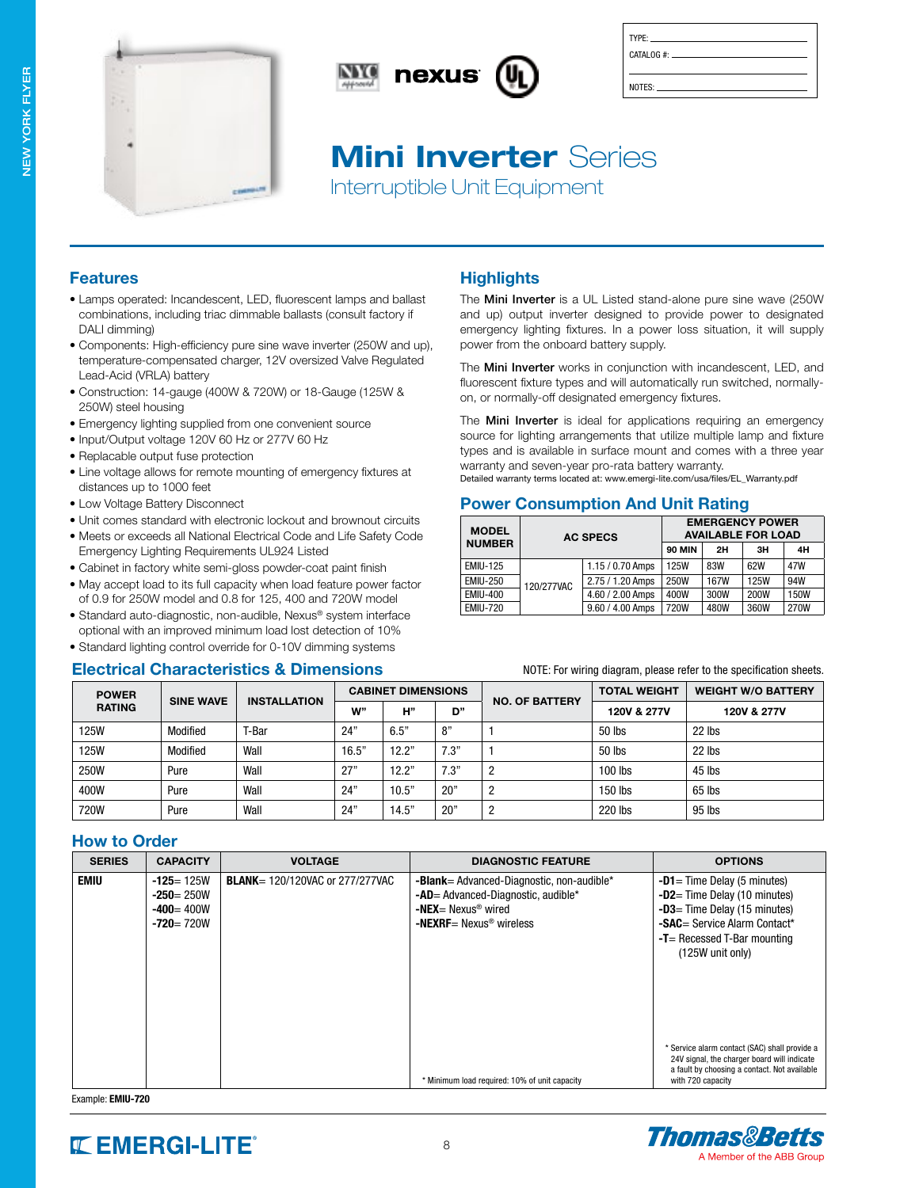NEW YORK FLYER

NYC approved | nexus | UL

TYPE: \_\_\_\_\_\_\_\_\_\_\_\_

CATALOG #: \_\_\_\_\_\_\_\_\_\_\_\_

NOTES: \_\_\_\_\_\_\_\_\_\_\_\_

# Mini Inverter Series

## Interruptible Unit Equipment

## Features

- Lamps operated: Incandescent, LED, fluorescent lamps and ballast combinations, including triac dimmable ballasts (consult factory if DALI dimming)
- Components: High-efficiency pure sine wave inverter (250W and up), temperature-compensated charger, 12V oversized Valve Regulated Lead-Acid (VRLA) battery
- Construction: 14-gauge (400W & 720W) or 18-Gauge (125W & 250W) steel housing
- Emergency lighting supplied from one convenient source
- Input/Output voltage 120V 60 Hz or 277V 60 Hz
- Replacable output fuse protection
- Line voltage allows for remote mounting of emergency fixtures at distances up to 1000 feet
- Low Voltage Battery Disconnect
- Unit comes standard with electronic lockout and brownout circuits
- Meets or exceeds all National Electrical Code and Life Safety Code Emergency Lighting Requirements UL924 Listed
- Cabinet in factory white semi-gloss powder-coat paint finish
- May accept load to its full capacity when load feature power factor of 0.9 for 250W model and 0.8 for 125, 400 and 720W model
- Standard auto-diagnostic, non-audible, Nexus® system interface optional with an improved minimum load lost detection of 10%
- Standard lighting control override for 0-10V dimming systems

## Highlights

The **Mini Inverter** is a UL Listed stand-alone pure sine wave (250W and up) output inverter designed to provide power to designated emergency lighting fixtures. In a power loss situation, it will supply power from the onboard battery supply.

The **Mini Inverter** works in conjunction with incandescent, LED, and fluorescent fixture types and will automatically run switched, normally-on, or normally-off designated emergency fixtures.

The **Mini Inverter** is ideal for applications requiring an emergency source for lighting arrangements that utilize multiple lamp and fixture types and is available in surface mount and comes with a three year warranty and seven-year pro-rata battery warranty.
Detailed warranty terms located at: www.emergi-lite.com/usa/files/EL_Warranty.pdf

## Power Consumption And Unit Rating

| MODEL NUMBER | AC SPECS | | EMERGENCY POWER AVAILABLE FOR LOAD | | | |
|---|---|---|---|---|---|---|
| | | | 90 MIN | 2H | 3H | 4H |
| EMIU-125 | 120/277VAC | 1.15 / 0.70 Amps | 125W | 83W | 62W | 47W |
| EMIU-250 | | 2.75 / 1.20 Amps | 250W | 167W | 125W | 94W |
| EMIU-400 | | 4.60 / 2.00 Amps | 400W | 300W | 200W | 150W |
| EMIU-720 | | 9.60 / 4.00 Amps | 720W | 480W | 360W | 270W |

## Electrical Characteristics & Dimensions

NOTE: For wiring diagram, please refer to the specification sheets.

| POWER RATING | SINE WAVE | INSTALLATION | CABINET DIMENSIONS | | | NO. OF BATTERY | TOTAL WEIGHT | WEIGHT W/O BATTERY |
|---|---|---|---|---|---|---|---|---|
| | | | W" | H" | D" | | 120V & 277V | 120V & 277V |
| 125W | Modified | T-Bar | 24" | 6.5" | 8" | 1 | 50 lbs | 22 lbs |
| 125W | Modified | Wall | 16.5" | 12.2" | 7.3" | 1 | 50 lbs | 22 lbs |
| 250W | Pure | Wall | 27" | 12.2" | 7.3" | 2 | 100 lbs | 45 lbs |
| 400W | Pure | Wall | 24" | 10.5" | 20" | 2 | 150 lbs | 65 lbs |
| 720W | Pure | Wall | 24" | 14.5" | 20" | 2 | 220 lbs | 95 lbs |

## How to Order

| SERIES | CAPACITY | VOLTAGE | DIAGNOSTIC FEATURE | OPTIONS |
|---|---|---|---|---|
| **EMIU** | **-125**= 125W<br>**-250**= 250W<br>**-400**= 400W<br>**-720**= 720W | **BLANK**= 120/120VAC or 277/277VAC | **-Blank**= Advanced-Diagnostic, non-audible*<br>**-AD**= Advanced-Diagnostic, audible*<br>**-NEX**= Nexus® wired<br>**-NEXRF**= Nexus® wireless<br><br>* Minimum load required: 10% of unit capacity | **-D1**= Time Delay (5 minutes)<br>**-D2**= Time Delay (10 minutes)<br>**-D3**= Time Delay (15 minutes)<br>**-SAC**= Service Alarm Contact*<br>**-T**= Recessed T-Bar mounting (125W unit only)<br><br>* Service alarm contact (SAC) shall provide a 24V signal, the charger board will indicate a fault by choosing a contact. Not available with 720 capacity |

Example: **EMIU-720**

EMERGI-LITE

Thomas&Betts — A Member of the ABB Group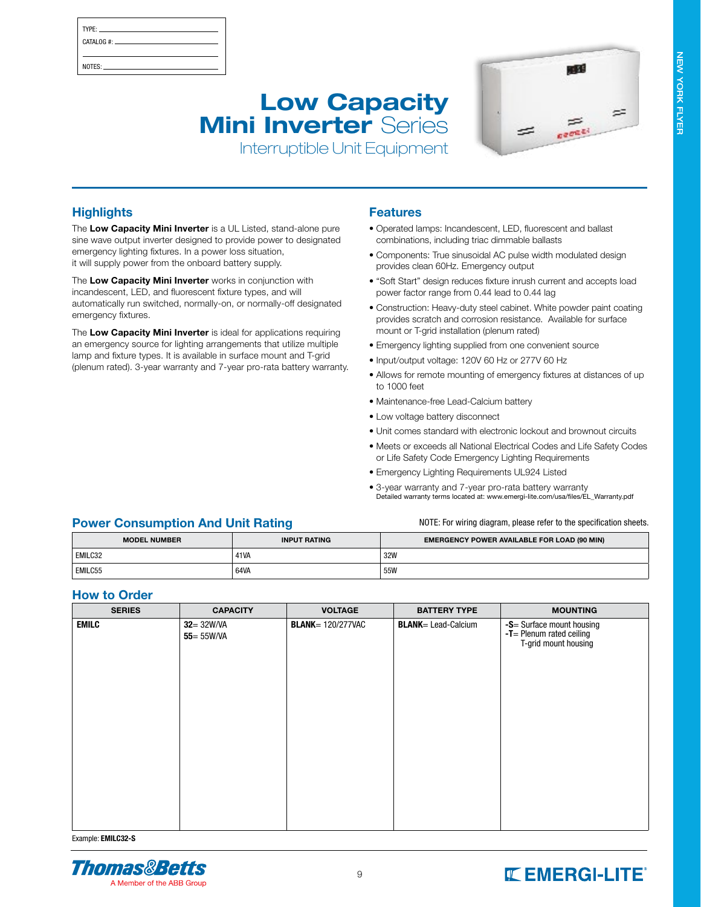TYPE: ______________________

CATALOG #: ______________________

NOTES: ______________________

# Low Capacity Mini Inverter Series

Interruptible Unit Equipment

## Highlights

The **Low Capacity Mini Inverter** is a UL Listed, stand-alone pure sine wave output inverter designed to provide power to designated emergency lighting fixtures. In a power loss situation, it will supply power from the onboard battery supply.

The **Low Capacity Mini Inverter** works in conjunction with incandescent, LED, and fluorescent fixture types, and will automatically run switched, normally-on, or normally-off designated emergency fixtures.

The **Low Capacity Mini Inverter** is ideal for applications requiring an emergency source for lighting arrangements that utilize multiple lamp and fixture types. It is available in surface mount and T-grid (plenum rated). 3-year warranty and 7-year pro-rata battery warranty.

## Features

- Operated lamps: Incandescent, LED, fluorescent and ballast combinations, including triac dimmable ballasts
- Components: True sinusoidal AC pulse width modulated design provides clean 60Hz. Emergency output
- "Soft Start" design reduces fixture inrush current and accepts load power factor range from 0.44 lead to 0.44 lag
- Construction: Heavy-duty steel cabinet. White powder paint coating provides scratch and corrosion resistance. Available for surface mount or T-grid installation (plenum rated)
- Emergency lighting supplied from one convenient source
- Input/output voltage: 120V 60 Hz or 277V 60 Hz
- Allows for remote mounting of emergency fixtures at distances of up to 1000 feet
- Maintenance-free Lead-Calcium battery
- Low voltage battery disconnect
- Unit comes standard with electronic lockout and brownout circuits
- Meets or exceeds all National Electrical Codes and Life Safety Codes or Life Safety Code Emergency Lighting Requirements
- Emergency Lighting Requirements UL924 Listed
- 3-year warranty and 7-year pro-rata battery warranty
  Detailed warranty terms located at: www.emergi-lite.com/usa/files/EL_Warranty.pdf

## Power Consumption And Unit Rating

NOTE: For wiring diagram, please refer to the specification sheets.

| MODEL NUMBER | INPUT RATING | EMERGENCY POWER AVAILABLE FOR LOAD (90 MIN) |
|---|---|---|
| EMILC32 | 41VA | 32W |
| EMILC55 | 64VA | 55W |

## How to Order

| SERIES | CAPACITY | VOLTAGE | BATTERY TYPE | MOUNTING |
|---|---|---|---|---|
| **EMILC** | **32**= 32W/VA<br>**55**= 55W/VA | **BLANK**= 120/277VAC | **BLANK**= Lead-Calcium | **-S**= Surface mount housing<br>**-T**= Plenum rated ceiling T-grid mount housing |

Example: **EMILC32-S**

Thomas&Betts — A Member of the ABB Group

EMERGI-LITE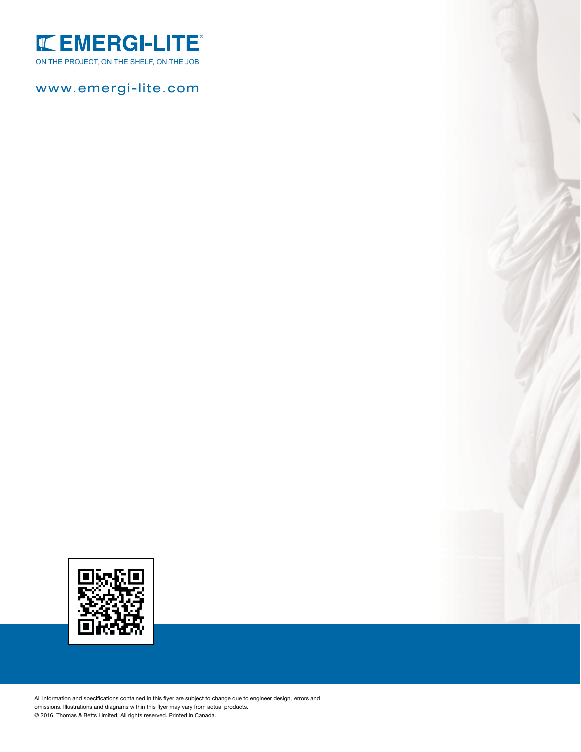EMERGI-LITE®

ON THE PROJECT, ON THE SHELF, ON THE JOB

www.emergi-lite.com

All information and specifications contained in this flyer are subject to change due to engineer design, errors and omissions. Illustrations and diagrams within this flyer may vary from actual products.

© 2016. Thomas & Betts Limited. All rights reserved. Printed in Canada.